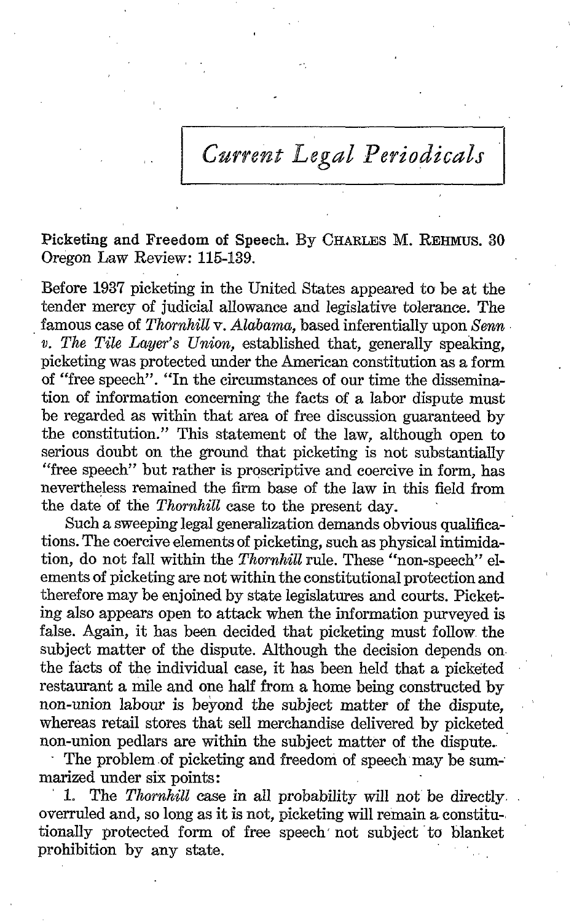# *Current Legal Periodicals*

**Picketing and Freedom of Speech.** By CHARLES M. REHMUS. 30 Oregon Law Review: 115-139.

Before 1937 picketing in the United States appeared to be at the tender mercy of judicial allowance and legislative tolerance. The famous case of *Thornhill* v. *Alabama*, based inferentially upon *Senn v. The Tile Layer's Union*, established that, generally speaking, picketing was protected under the American constitution as a form of "free speech". "In the circumstances of our time the dissemination of information concerning the facts of a labor dispute must be regarded as within that area of free discussion guaranteed by the constitution." This statement of the law, although open to serious doubt on the ground that picketing is not substantially "free speech" but rather is proscriptive and coercive in form, has nevertheless remained the firm base of the law in this field from the date of the *Thornhill* case to the present day.

Such a sweeping legal generalization demands obvious qualifications. The coercive elements of picketing, such as physical intimidation, do not fall within the *Thornhill* rule. These "non-speech" elements of picketing are not within the constitutional protection and therefore may be enjoined by state legislatures and courts. Picketing also appears open to attack when the information purveyed is false. Again, it has been decided that picketing must follow the subject matter of the dispute. Although the decision depends on the facts of the individual case, it has been held that a picketed restaurant a mile and one half from a home being constructed by non-union labour is beyond the subject matter of the dispute, whereas retail stores that sell merchandise delivered by picketed non-union pedlars are within the subject matter of the dispute.

The problem of picketing and freedom of speech may be summarized under six points:

1. The *Thornhill* case in all probability will not be directly overruled and, so long as it is not, picketing will remain a constitutionally protected form of free speech not subject to blanket prohibition by any state.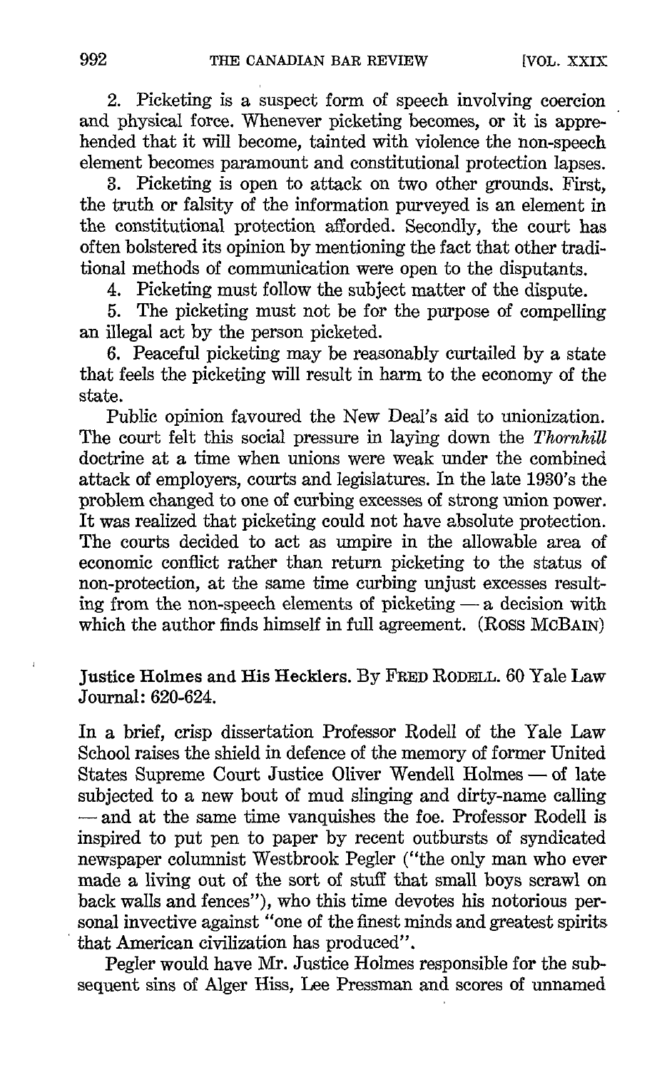2. Picketing is a suspect form of speech involving coercion and physical force. Whenever picketing becomes, or it is apprehended that it will become, tainted with violence the non-speech element becomes paramount and constitutional protection lapses.

3. Picketing is open to attack on two other grounds. First, the truth or falsity of the information purveyed is an element in the constitutional protection afforded. Secondly, the court has often bolstered its opinion by mentioning the fact that other traditional methods of communication were open to the disputants.

4. Picketing must follow the subject matter of the dispute.

5. The picketing must not be for the purpose of compelling an illegal act by the person picketed.

6. Peaceful picketing may be reasonably curtailed by a state that feels the picketing will result in harm to the economy of the state.

Public opinion favoured the New Deal's aid to unionization. The court felt this social pressure in laying down the *Thornhill* doctrine at a time when unions were weak under the combined attack of employers, courts and legislatures. In the late 1930's the problem changed to one of curbing excesses of strong union power. It was realized that picketing could not have absolute protection. The courts decided to act as umpire in the allowable area of economic conflict rather than return picketing to the status of non-protection, at the same time curbing unjust excesses resulting from the non-speech elements of picketing — a decision with which the author finds himself in full agreement. (ROSS MCBAIN)

**Justice Holmes and His Hecklers.** By FRED RODELL. 60 Yale Law Journal: 620-624.

In a brief, crisp dissertation Professor Rodell of the Yale Law School raises the shield in defence of the memory of former United States Supreme Court Justice Oliver Wendell Holmes — of late subjected to a new bout of mud slinging and dirty-name calling — and at the same time vanquishes the foe. Professor Rodell is inspired to put pen to paper by recent outbursts of syndicated newspaper columnist Westbrook Pegler ("the only man who ever made a living out of the sort of stuff that small boys scrawl on back walls and fences"), who this time devotes his notorious personal invective against "one of the finest minds and greatest spirits that American civilization has produced".

Pegler would have Mr. Justice Holmes responsible for the subsequent sins of Alger Hiss, Lee Pressman and scores of unnamed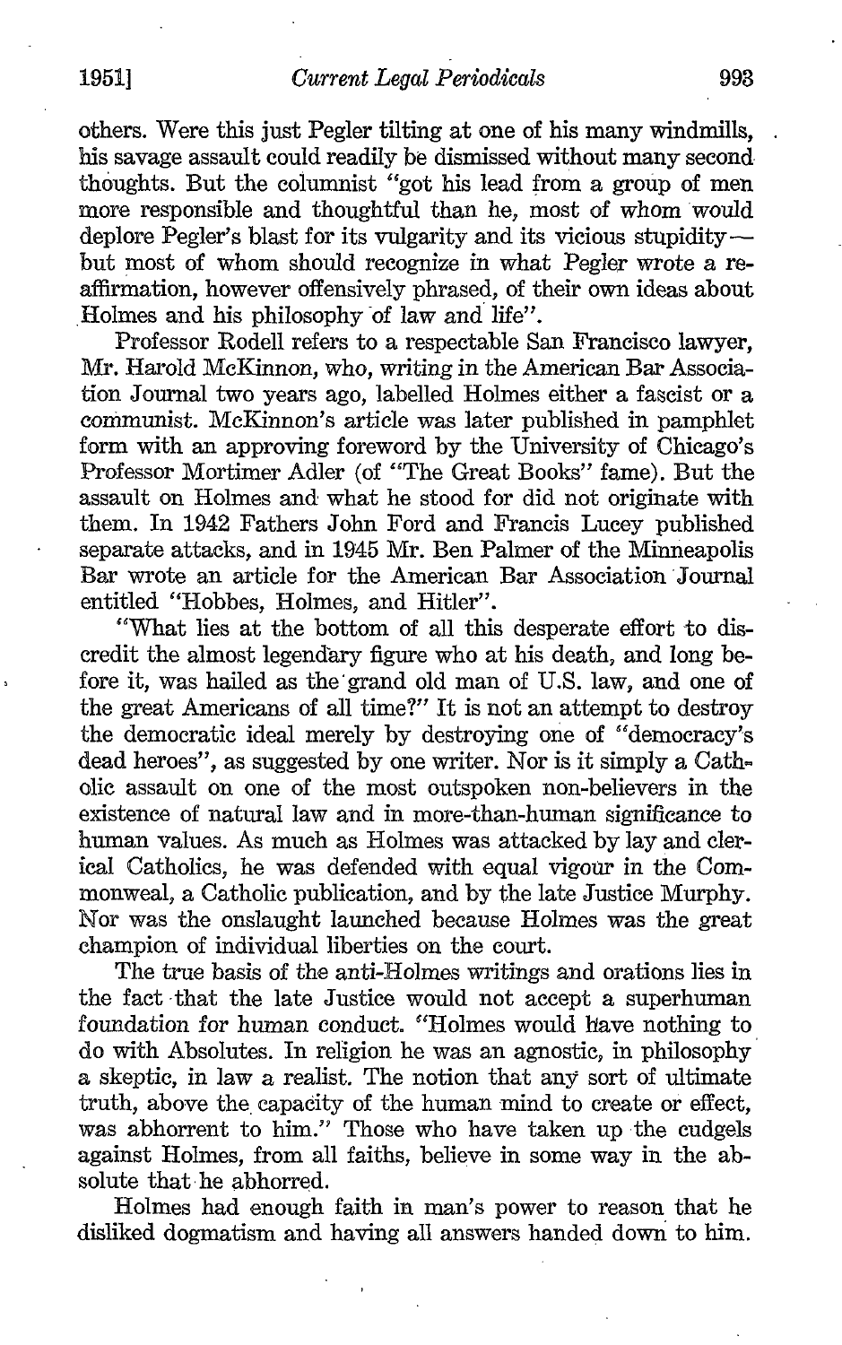others. Were this just Pegler tilting at one of his many windmills, his savage assault could readily be dismissed without many second thoughts. But the columnist "got his lead from a group of men more responsible and thoughtful than he, most of whom would deplore Pegler's blast for its vulgarity and its vicious stupidity— but most of whom should recognize in what Pegler wrote a reaffirmation, however offensively phrased, of their own ideas about Holmes and his philosophy of law and life".

Professor Rodell refers to a respectable San Francisco lawyer, Mr. Harold McKinnon, who, writing in the American Bar Association Journal two years ago, labelled Holmes either a fascist or a communist. McKinnon's article was later published in pamphlet form with an approving foreword by the University of Chicago's Professor Mortimer Adler (of "The Great Books" fame). But the assault on Holmes and what he stood for did not originate with them. In 1942 Fathers John Ford and Francis Lucey published separate attacks, and in 1945 Mr. Ben Palmer of the Minneapolis Bar wrote an article for the American Bar Association Journal entitled "Hobbes, Holmes, and Hitler".

"What lies at the bottom of all this desperate effort to discredit the almost legendary figure who at his death, and long before it, was hailed as the grand old man of U.S. law, and one of the great Americans of all time?" It is not an attempt to destroy the democratic ideal merely by destroying one of "democracy's dead heroes", as suggested by one writer. Nor is it simply a Catholic assault on one of the most outspoken non-believers in the existence of natural law and in more-than-human significance to human values. As much as Holmes was attacked by lay and clerical Catholics, he was defended with equal vigour in the Commonweal, a Catholic publication, and by the late Justice Murphy. Nor was the onslaught launched because Holmes was the great champion of individual liberties on the court.

The true basis of the anti-Holmes writings and orations lies in the fact that the late Justice would not accept a superhuman foundation for human conduct. "Holmes would have nothing to do with Absolutes. In religion he was an agnostic, in philosophy a skeptic, in law a realist. The notion that any sort of ultimate truth, above the capacity of the human mind to create or effect, was abhorrent to him." Those who have taken up the cudgels against Holmes, from all faiths, believe in some way in the absolute that he abhorred.

Holmes had enough faith in man's power to reason that he disliked dogmatism and having all answers handed down to him.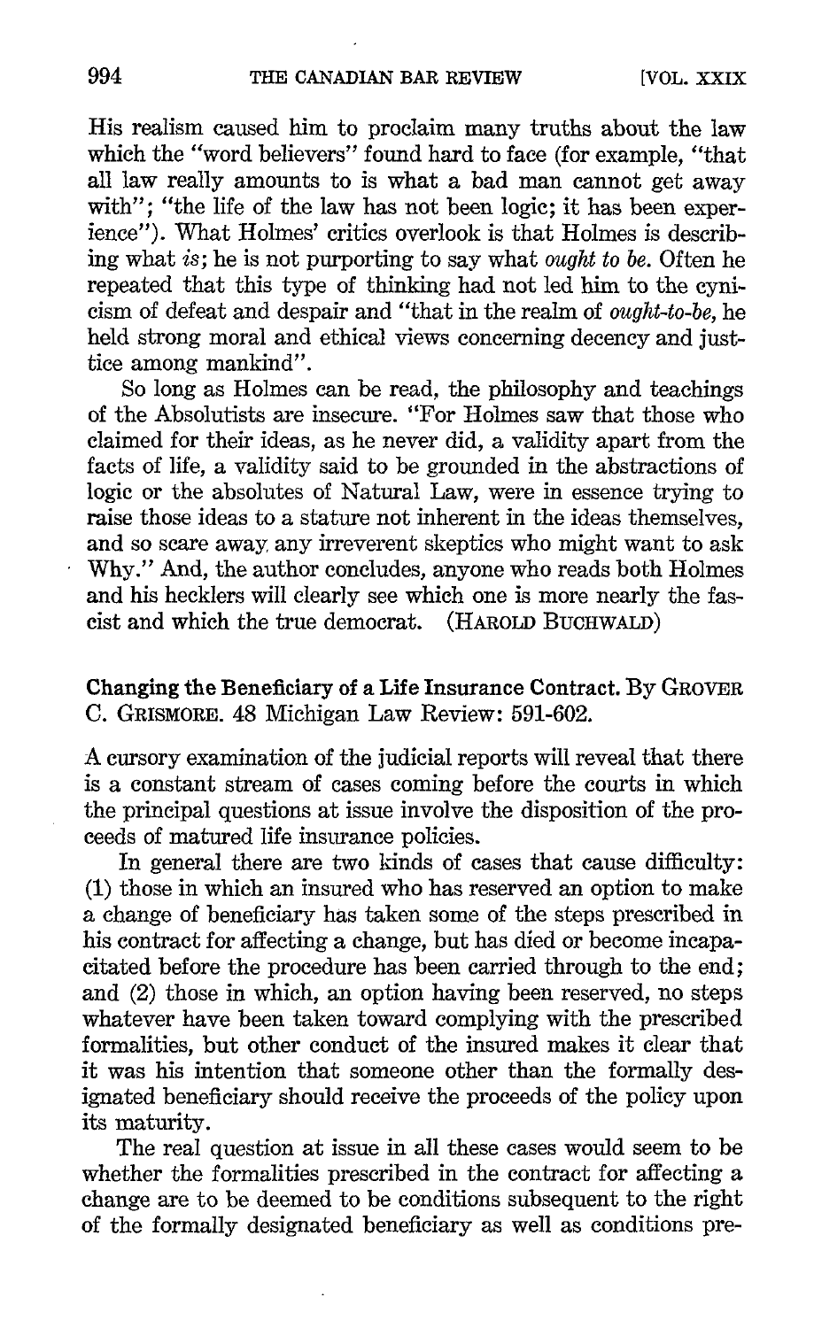His realism caused him to proclaim many truths about the law which the "word believers" found hard to face (for example, "that all law really amounts to is what a bad man cannot get away with"; "the life of the law has not been logic; it has been experience"). What Holmes' critics overlook is that Holmes is describing what *is*; he is not purporting to say what *ought to be*. Often he repeated that this type of thinking had not led him to the cynicism of defeat and despair and "that in the realm of *ought-to-be*, he held strong moral and ethical views concerning decency and justice among mankind".

So long as Holmes can be read, the philosophy and teachings of the Absolutists are insecure. "For Holmes saw that those who claimed for their ideas, as he never did, a validity apart from the facts of life, a validity said to be grounded in the abstractions of logic or the absolutes of Natural Law, were in essence trying to raise those ideas to a stature not inherent in the ideas themselves, and so scare away any irreverent skeptics who might want to ask Why." And, the author concludes, anyone who reads both Holmes and his hecklers will clearly see which one is more nearly the fascist and which the true democrat. (HAROLD BUCHWALD)

**Changing the Beneficiary of a Life Insurance Contract.** By GROVER C. GRISMORE. 48 Michigan Law Review: 591-602.

A cursory examination of the judicial reports will reveal that there is a constant stream of cases coming before the courts in which the principal questions at issue involve the disposition of the proceeds of matured life insurance policies.

In general there are two kinds of cases that cause difficulty: (1) those in which an insured who has reserved an option to make a change of beneficiary has taken some of the steps prescribed in his contract for affecting a change, but has died or become incapacitated before the procedure has been carried through to the end; and (2) those in which, an option having been reserved, no steps whatever have been taken toward complying with the prescribed formalities, but other conduct of the insured makes it clear that it was his intention that someone other than the formally designated beneficiary should receive the proceeds of the policy upon its maturity.

The real question at issue in all these cases would seem to be whether the formalities prescribed in the contract for affecting a change are to be deemed to be conditions subsequent to the right of the formally designated beneficiary as well as conditions pre-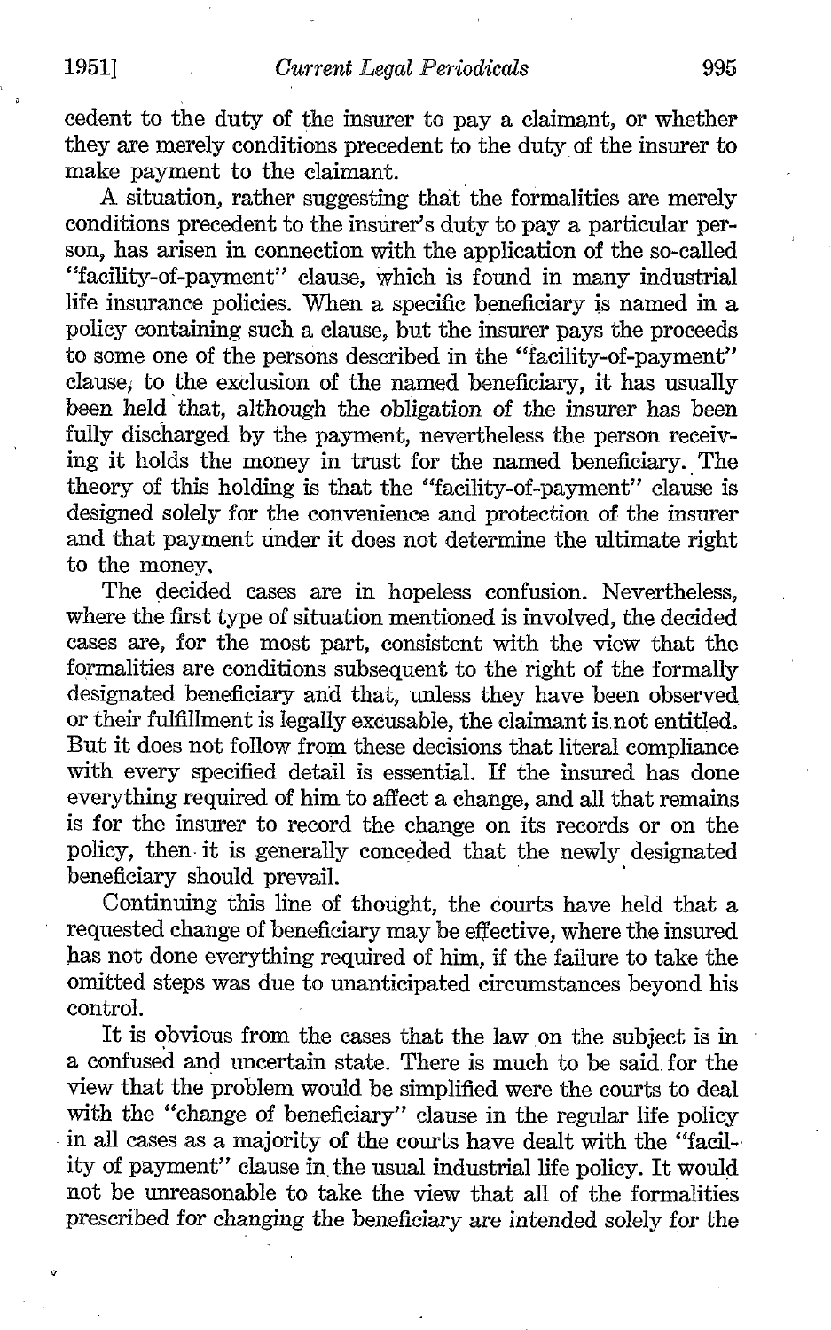cedent to the duty of the insurer to pay a claimant, or whether they are merely conditions precedent to the duty of the insurer to make payment to the claimant.

A situation, rather suggesting that the formalities are merely conditions precedent to the insurer's duty to pay a particular person, has arisen in connection with the application of the so-called "facility-of-payment" clause, which is found in many industrial life insurance policies. When a specific beneficiary is named in a policy containing such a clause, but the insurer pays the proceeds to some one of the persons described in the "facility-of-payment" clause, to the exclusion of the named beneficiary, it has usually been held that, although the obligation of the insurer has been fully discharged by the payment, nevertheless the person receiving it holds the money in trust for the named beneficiary. The theory of this holding is that the "facility-of-payment" clause is designed solely for the convenience and protection of the insurer and that payment under it does not determine the ultimate right to the money.

The decided cases are in hopeless confusion. Nevertheless, where the first type of situation mentioned is involved, the decided cases are, for the most part, consistent with the view that the formalities are conditions subsequent to the right of the formally designated beneficiary and that, unless they have been observed or their fulfillment is legally excusable, the claimant is not entitled. But it does not follow from these decisions that literal compliance with every specified detail is essential. If the insured has done everything required of him to affect a change, and all that remains is for the insurer to record the change on its records or on the policy, then it is generally conceded that the newly designated beneficiary should prevail.

Continuing this line of thought, the courts have held that a requested change of beneficiary may be effective, where the insured has not done everything required of him, if the failure to take the omitted steps was due to unanticipated circumstances beyond his control.

It is obvious from the cases that the law on the subject is in a confused and uncertain state. There is much to be said for the view that the problem would be simplified were the courts to deal with the "change of beneficiary" clause in the regular life policy in all cases as a majority of the courts have dealt with the "facility of payment" clause in the usual industrial life policy. It would not be unreasonable to take the view that all of the formalities prescribed for changing the beneficiary are intended solely for the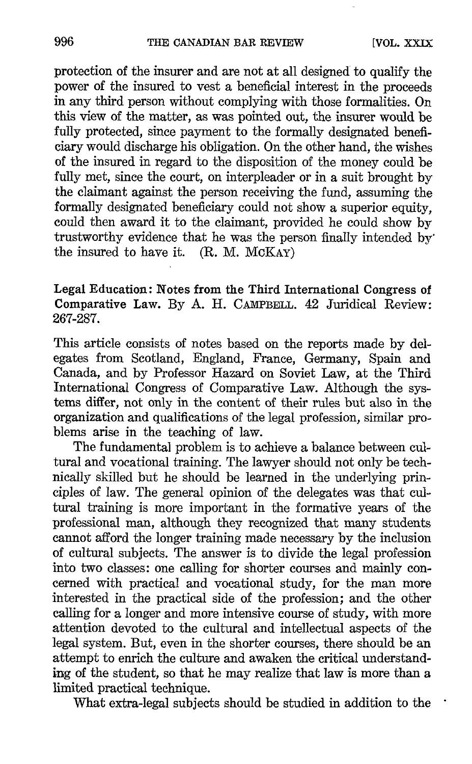protection of the insurer and are not at all designed to qualify the power of the insured to vest a beneficial interest in the proceeds in any third person without complying with those formalities. On this view of the matter, as was pointed out, the insurer would be fully protected, since payment to the formally designated beneficiary would discharge his obligation. On the other hand, the wishes of the insured in regard to the disposition of the money could be fully met, since the court, on interpleader or in a suit brought by the claimant against the person receiving the fund, assuming the formally designated beneficiary could not show a superior equity, could then award it to the claimant, provided he could show by trustworthy evidence that he was the person finally intended by the insured to have it. (R. M. McKAY)

**Legal Education: Notes from the Third International Congress of Comparative Law.** By A. H. CAMPBELL. 42 Juridical Review: 267-287.

This article consists of notes based on the reports made by delegates from Scotland, England, France, Germany, Spain and Canada, and by Professor Hazard on Soviet Law, at the Third International Congress of Comparative Law. Although the systems differ, not only in the content of their rules but also in the organization and qualifications of the legal profession, similar problems arise in the teaching of law.

The fundamental problem is to achieve a balance between cultural and vocational training. The lawyer should not only be technically skilled but he should be learned in the underlying principles of law. The general opinion of the delegates was that cultural training is more important in the formative years of the professional man, although they recognized that many students cannot afford the longer training made necessary by the inclusion of cultural subjects. The answer is to divide the legal profession into two classes: one calling for shorter courses and mainly concerned with practical and vocational study, for the man more interested in the practical side of the profession; and the other calling for a longer and more intensive course of study, with more attention devoted to the cultural and intellectual aspects of the legal system. But, even in the shorter courses, there should be an attempt to enrich the culture and awaken the critical understanding of the student, so that he may realize that law is more than a limited practical technique.

What extra-legal subjects should be studied in addition to the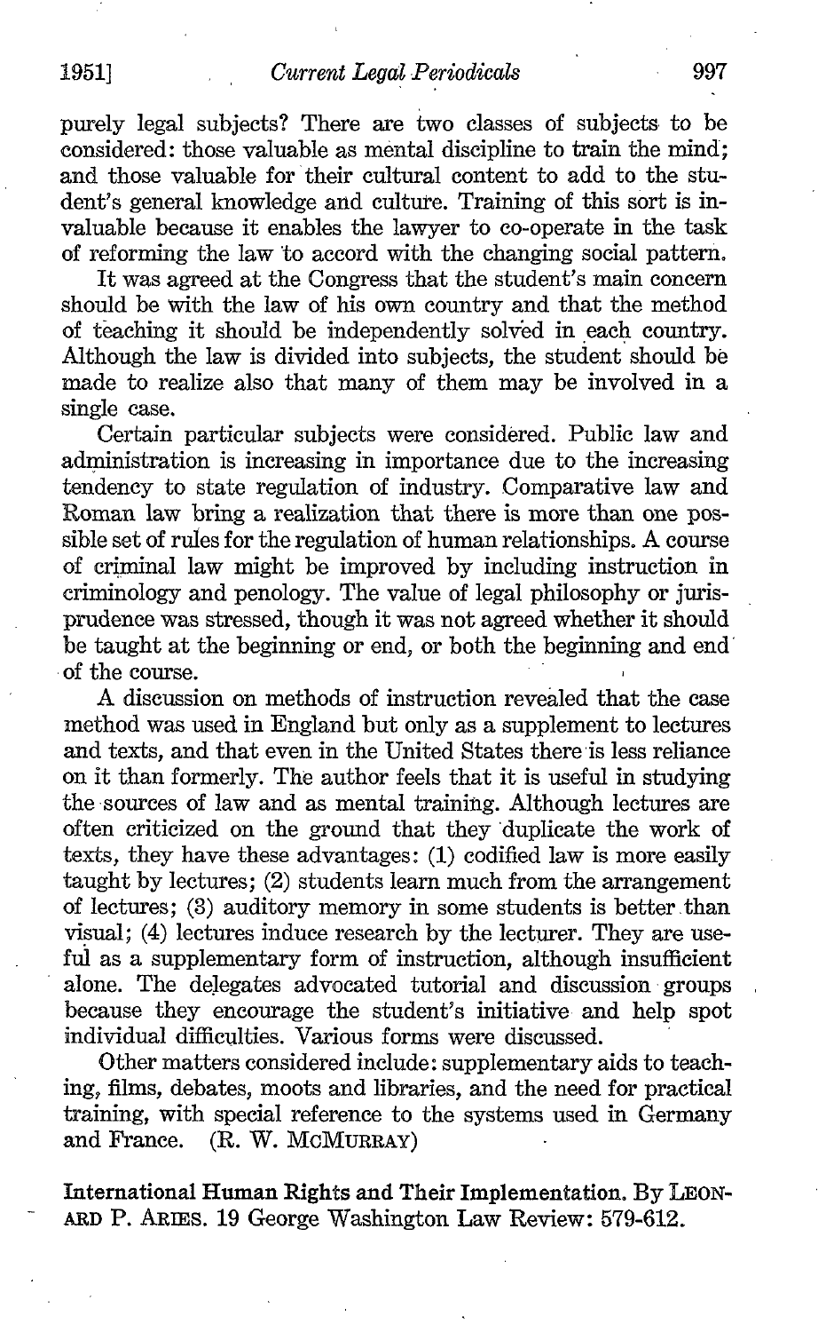purely legal subjects? There are two classes of subjects to be considered: those valuable as mental discipline to train the mind; and those valuable for their cultural content to add to the student's general knowledge and culture. Training of this sort is invaluable because it enables the lawyer to co-operate in the task of reforming the law to accord with the changing social pattern.

It was agreed at the Congress that the student's main concern should be with the law of his own country and that the method of teaching it should be independently solved in each country. Although the law is divided into subjects, the student should be made to realize also that many of them may be involved in a single case.

Certain particular subjects were considered. Public law and administration is increasing in importance due to the increasing tendency to state regulation of industry. Comparative law and Roman law bring a realization that there is more than one possible set of rules for the regulation of human relationships. A course of criminal law might be improved by including instruction in criminology and penology. The value of legal philosophy or jurisprudence was stressed, though it was not agreed whether it should be taught at the beginning or end, or both the beginning and end of the course.

A discussion on methods of instruction revealed that the case method was used in England but only as a supplement to lectures and texts, and that even in the United States there is less reliance on it than formerly. The author feels that it is useful in studying the sources of law and as mental training. Although lectures are often criticized on the ground that they duplicate the work of texts, they have these advantages: (1) codified law is more easily taught by lectures; (2) students learn much from the arrangement of lectures; (3) auditory memory in some students is better than visual; (4) lectures induce research by the lecturer. They are useful as a supplementary form of instruction, although insufficient alone. The delegates advocated tutorial and discussion groups because they encourage the student's initiative and help spot individual difficulties. Various forms were discussed.

Other matters considered include: supplementary aids to teaching, films, debates, moots and libraries, and the need for practical training, with special reference to the systems used in Germany and France. (R. W. McMurray)

**International Human Rights and Their Implementation.** By Leonard P. Aries. 19 George Washington Law Review: 579-612.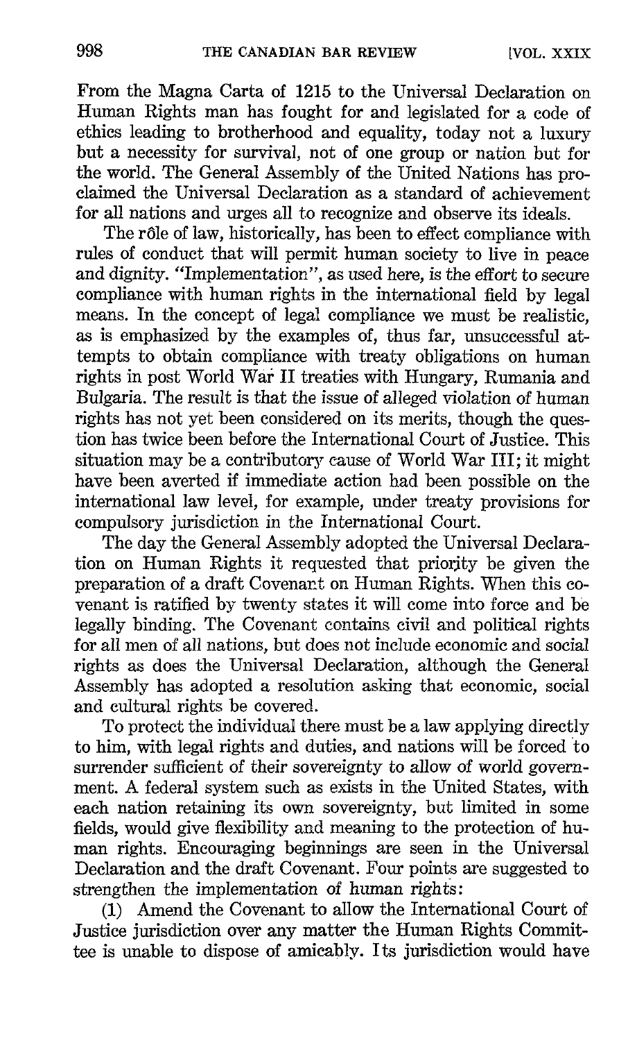From the Magna Carta of 1215 to the Universal Declaration on Human Rights man has fought for and legislated for a code of ethics leading to brotherhood and equality, today not a luxury but a necessity for survival, not of one group or nation but for the world. The General Assembly of the United Nations has proclaimed the Universal Declaration as a standard of achievement for all nations and urges all to recognize and observe its ideals.

The rôle of law, historically, has been to effect compliance with rules of conduct that will permit human society to live in peace and dignity. "Implementation", as used here, is the effort to secure compliance with human rights in the international field by legal means. In the concept of legal compliance we must be realistic, as is emphasized by the examples of, thus far, unsuccessful attempts to obtain compliance with treaty obligations on human rights in post World War II treaties with Hungary, Rumania and Bulgaria. The result is that the issue of alleged violation of human rights has not yet been considered on its merits, though the question has twice been before the International Court of Justice. This situation may be a contributory cause of World War III; it might have been averted if immediate action had been possible on the international law level, for example, under treaty provisions for compulsory jurisdiction in the International Court.

The day the General Assembly adopted the Universal Declaration on Human Rights it requested that priority be given the preparation of a draft Covenant on Human Rights. When this covenant is ratified by twenty states it will come into force and be legally binding. The Covenant contains civil and political rights for all men of all nations, but does not include economic and social rights as does the Universal Declaration, although the General Assembly has adopted a resolution asking that economic, social and cultural rights be covered.

To protect the individual there must be a law applying directly to him, with legal rights and duties, and nations will be forced to surrender sufficient of their sovereignty to allow of world government. A federal system such as exists in the United States, with each nation retaining its own sovereignty, but limited in some fields, would give flexibility and meaning to the protection of human rights. Encouraging beginnings are seen in the Universal Declaration and the draft Covenant. Four points are suggested to strengthen the implementation of human rights:

(1) Amend the Covenant to allow the International Court of Justice jurisdiction over any matter the Human Rights Committee is unable to dispose of amicably. Its jurisdiction would have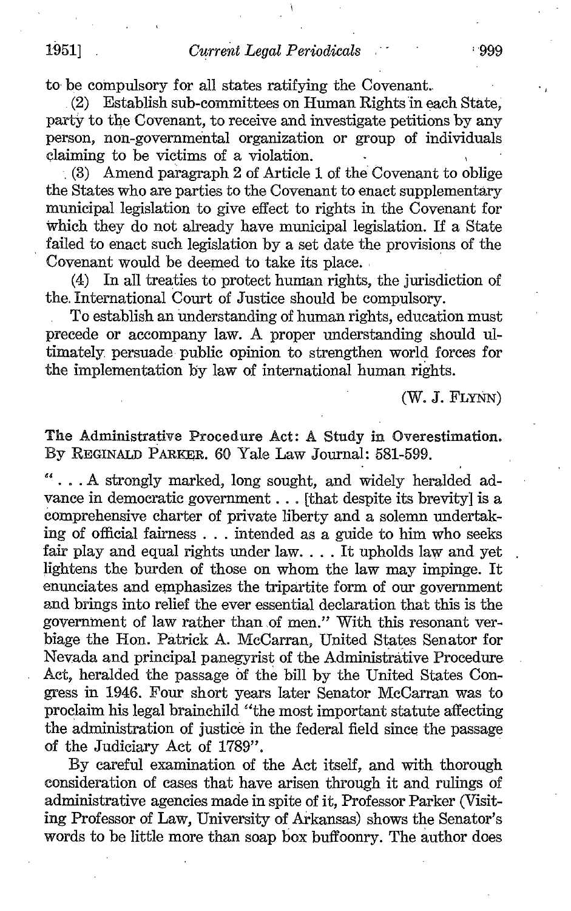to be compulsory for all states ratifying the Covenant.

(2) Establish sub-committees on Human Rights in each State, party to the Covenant, to receive and investigate petitions by any person, non-governmental organization or group of individuals claiming to be victims of a violation.

(3) Amend paragraph 2 of Article 1 of the Covenant to oblige the States who are parties to the Covenant to enact supplementary municipal legislation to give effect to rights in the Covenant for which they do not already have municipal legislation. If a State failed to enact such legislation by a set date the provisions of the Covenant would be deemed to take its place.

(4) In all treaties to protect human rights, the jurisdiction of the International Court of Justice should be compulsory.

To establish an understanding of human rights, education must precede or accompany law. A proper understanding should ultimately persuade public opinion to strengthen world forces for the implementation by law of international human rights.

(W. J. FLYNN)

**The Administrative Procedure Act: A Study in Overestimation.** By REGINALD PARKER. 60 Yale Law Journal: 581-599.

". . . A strongly marked, long sought, and widely heralded advance in democratic government . . . [that despite its brevity] is a comprehensive charter of private liberty and a solemn undertaking of official fairness . . . intended as a guide to him who seeks fair play and equal rights under law. . . . It upholds law and yet lightens the burden of those on whom the law may impinge. It enunciates and emphasizes the tripartite form of our government and brings into relief the ever essential declaration that this is the government of law rather than of men." With this resonant verbiage the Hon. Patrick A. McCarran, United States Senator for Nevada and principal panegyrist of the Administrative Procedure Act, heralded the passage of the bill by the United States Congress in 1946. Four short years later Senator McCarran was to proclaim his legal brainchild "the most important statute affecting the administration of justice in the federal field since the passage of the Judiciary Act of 1789".

By careful examination of the Act itself, and with thorough consideration of cases that have arisen through it and rulings of administrative agencies made in spite of it, Professor Parker (Visiting Professor of Law, University of Arkansas) shows the Senator's words to be little more than soap box buffoonry. The author does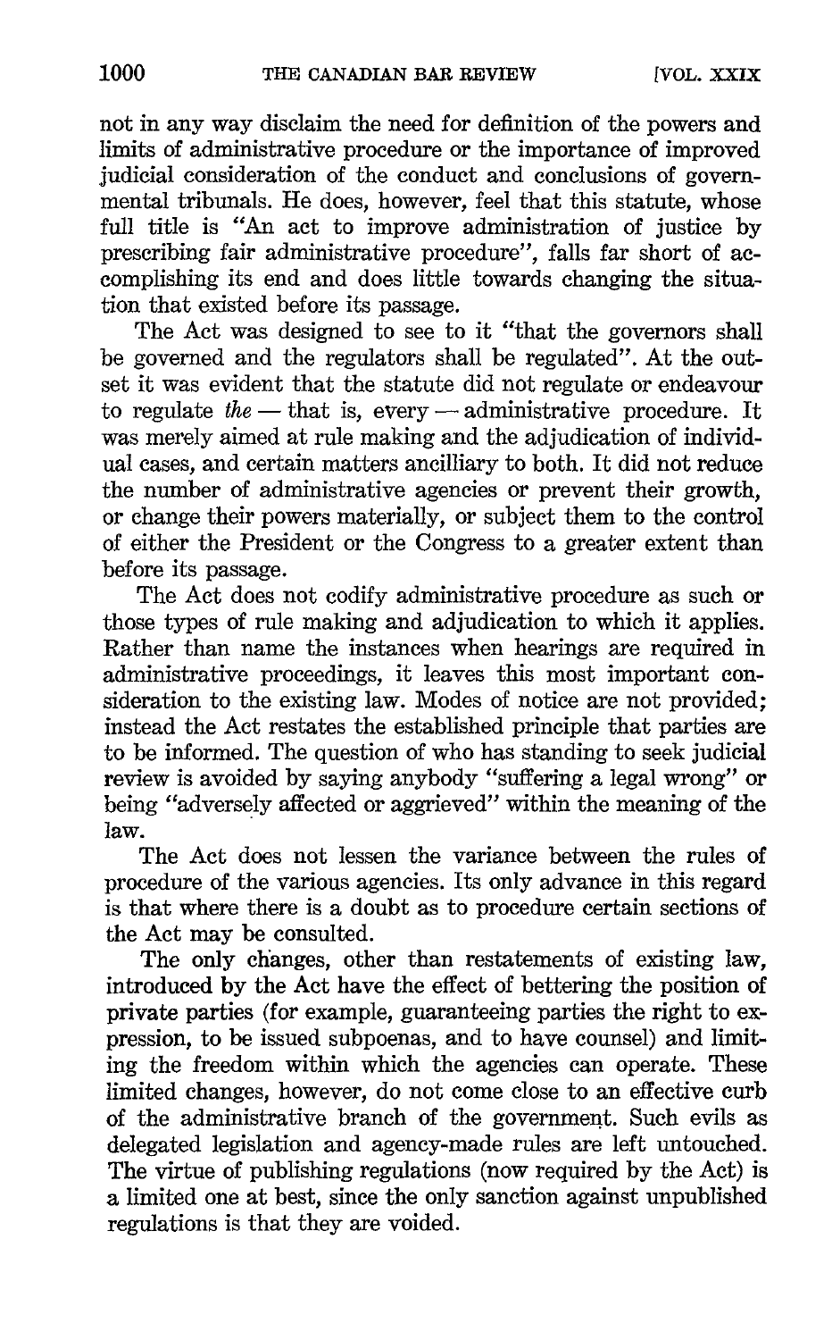not in any way disclaim the need for definition of the powers and limits of administrative procedure or the importance of improved judicial consideration of the conduct and conclusions of governmental tribunals. He does, however, feel that this statute, whose full title is "An act to improve administration of justice by prescribing fair administrative procedure", falls far short of accomplishing its end and does little towards changing the situation that existed before its passage.

The Act was designed to see to it "that the governors shall be governed and the regulators shall be regulated". At the outset it was evident that the statute did not regulate or endeavour to regulate *the* — that is, every — administrative procedure. It was merely aimed at rule making and the adjudication of individual cases, and certain matters ancilliary to both. It did not reduce the number of administrative agencies or prevent their growth, or change their powers materially, or subject them to the control of either the President or the Congress to a greater extent than before its passage.

The Act does not codify administrative procedure as such or those types of rule making and adjudication to which it applies. Rather than name the instances when hearings are required in administrative proceedings, it leaves this most important consideration to the existing law. Modes of notice are not provided; instead the Act restates the established principle that parties are to be informed. The question of who has standing to seek judicial review is avoided by saying anybody "suffering a legal wrong" or being "adversely affected or aggrieved" within the meaning of the law.

The Act does not lessen the variance between the rules of procedure of the various agencies. Its only advance in this regard is that where there is a doubt as to procedure certain sections of the Act may be consulted.

The only changes, other than restatements of existing law, introduced by the Act have the effect of bettering the position of private parties (for example, guaranteeing parties the right to expression, to be issued subpoenas, and to have counsel) and limiting the freedom within which the agencies can operate. These limited changes, however, do not come close to an effective curb of the administrative branch of the government. Such evils as delegated legislation and agency-made rules are left untouched. The virtue of publishing regulations (now required by the Act) is a limited one at best, since the only sanction against unpublished regulations is that they are voided.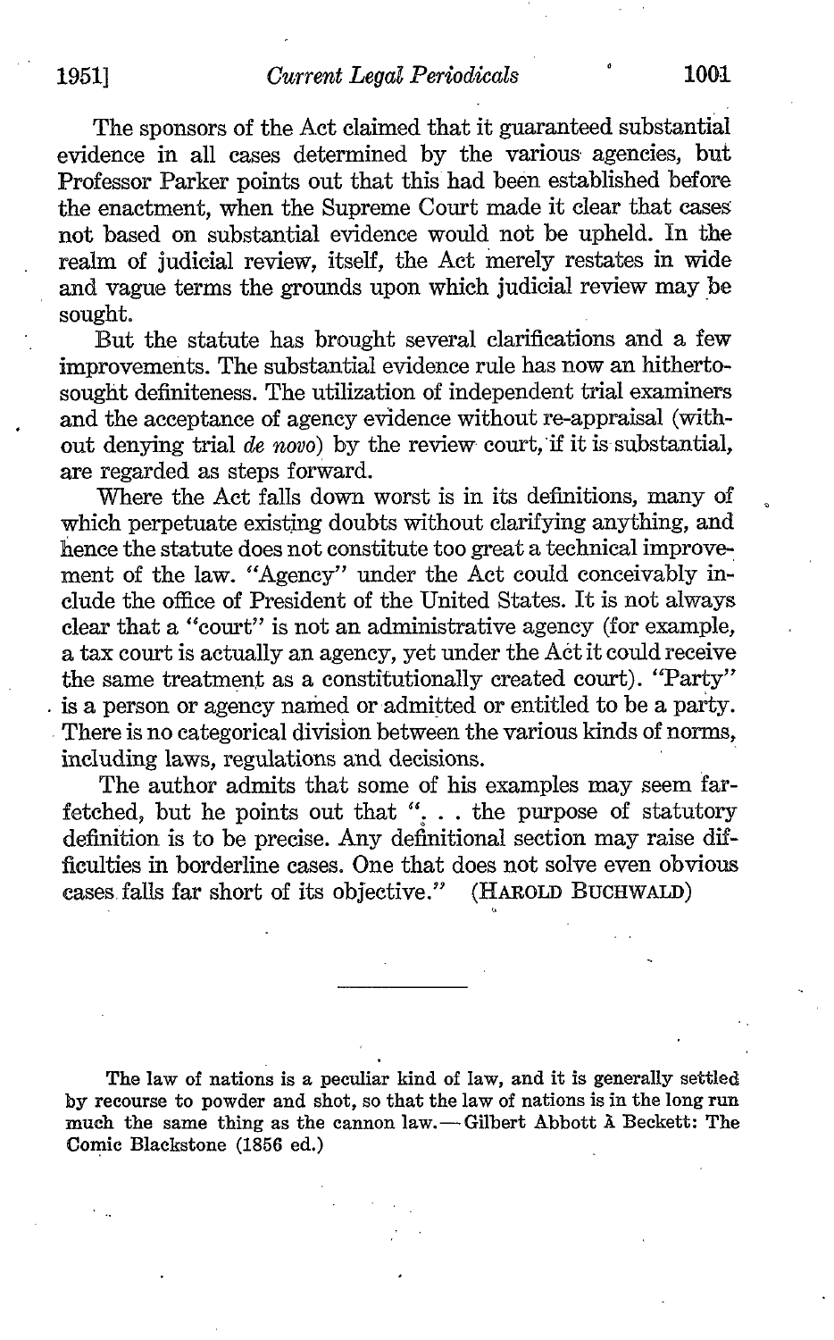The sponsors of the Act claimed that it guaranteed substantial evidence in all cases determined by the various agencies, but Professor Parker points out that this had been established before the enactment, when the Supreme Court made it clear that cases not based on substantial evidence would not be upheld. In the realm of judicial review, itself, the Act merely restates in wide and vague terms the grounds upon which judicial review may be sought.

But the statute has brought several clarifications and a few improvements. The substantial evidence rule has now an hitherto-sought definiteness. The utilization of independent trial examiners and the acceptance of agency evidence without re-appraisal (without denying trial *de novo*) by the review court, if it is substantial, are regarded as steps forward.

Where the Act falls down worst is in its definitions, many of which perpetuate existing doubts without clarifying anything, and hence the statute does not constitute too great a technical improvement of the law. "Agency" under the Act could conceivably include the office of President of the United States. It is not always clear that a "court" is not an administrative agency (for example, a tax court is actually an agency, yet under the Act it could receive the same treatment as a constitutionally created court). "Party" is a person or agency named or admitted or entitled to be a party. There is no categorical division between the various kinds of norms, including laws, regulations and decisions.

The author admits that some of his examples may seem far-fetched, but he points out that ". . . the purpose of statutory definition is to be precise. Any definitional section may raise difficulties in borderline cases. One that does not solve even obvious cases falls far short of its objective." (HAROLD BUCHWALD)

---

The law of nations is a peculiar kind of law, and it is generally settled by recourse to powder and shot, so that the law of nations is in the long run much the same thing as the cannon law.—Gilbert Abbott À Beckett: The Comic Blackstone (1856 ed.)